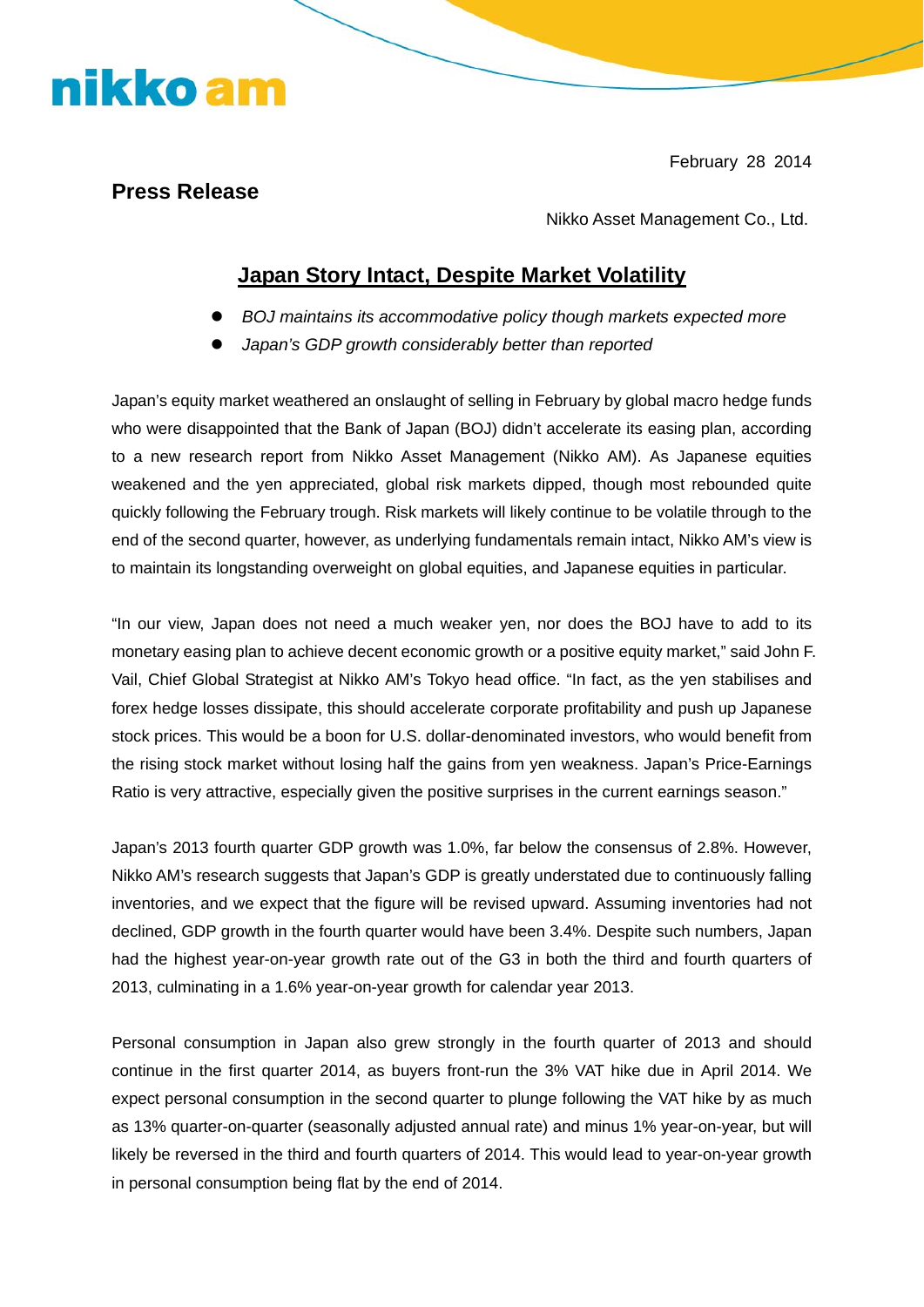nikko am

February 28 2014

**Press Release**

Nikko Asset Management Co., Ltd.

# Japan Story Intact, Despite Market Volatility

- *BOJ maintains its accommodative policy though markets expected more*
- *Japan's GDP growth considerably better than reported*

Japan's equity market weathered an onslaught of selling in February by global macro hedge funds who were disappointed that the Bank of Japan (BOJ) didn't accelerate its easing plan, according to a new research report from Nikko Asset Management (Nikko AM). As Japanese equities weakened and the yen appreciated, global risk markets dipped, though most rebounded quite quickly following the February trough. Risk markets will likely continue to be volatile through to the end of the second quarter, however, as underlying fundamentals remain intact, Nikko AM's view is to maintain its longstanding overweight on global equities, and Japanese equities in particular.

"In our view, Japan does not need a much weaker yen, nor does the BOJ have to add to its monetary easing plan to achieve decent economic growth or a positive equity market," said John F. Vail, Chief Global Strategist at Nikko AM's Tokyo head office. "In fact, as the yen stabilises and forex hedge losses dissipate, this should accelerate corporate profitability and push up Japanese stock prices. This would be a boon for U.S. dollar-denominated investors, who would benefit from the rising stock market without losing half the gains from yen weakness. Japan's Price-Earnings Ratio is very attractive, especially given the positive surprises in the current earnings season."

Japan's 2013 fourth quarter GDP growth was 1.0%, far below the consensus of 2.8%. However, Nikko AM's research suggests that Japan's GDP is greatly understated due to continuously falling inventories, and we expect that the figure will be revised upward. Assuming inventories had not declined, GDP growth in the fourth quarter would have been 3.4%. Despite such numbers, Japan had the highest year-on-year growth rate out of the G3 in both the third and fourth quarters of 2013, culminating in a 1.6% year-on-year growth for calendar year 2013.

Personal consumption in Japan also grew strongly in the fourth quarter of 2013 and should continue in the first quarter 2014, as buyers front-run the 3% VAT hike due in April 2014. We expect personal consumption in the second quarter to plunge following the VAT hike by as much as 13% quarter-on-quarter (seasonally adjusted annual rate) and minus 1% year-on-year, but will likely be reversed in the third and fourth quarters of 2014. This would lead to year-on-year growth in personal consumption being flat by the end of 2014.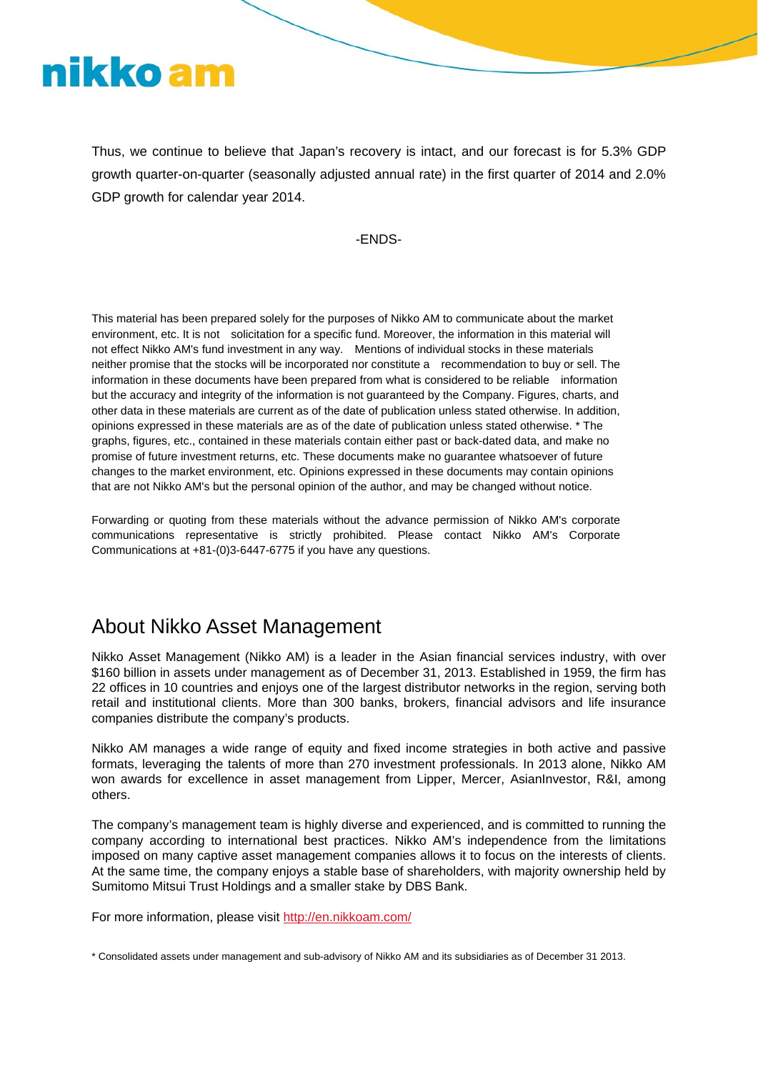Thus, we continue to believe that Japan's recovery is intact, and our forecast is for 5.3% GDP growth quarter-on-quarter (seasonally adjusted annual rate) in the first quarter of 2014 and 2.0% GDP growth for calendar year 2014.

-ENDS-

This material has been prepared solely for the purposes of Nikko AM to communicate about the market environment, etc. It is not solicitation for a specific fund. Moreover, the information in this material will not effect Nikko AM's fund investment in any way. Mentions of individual stocks in these materials neither promise that the stocks will be incorporated nor constitute a recommendation to buy or sell. The information in these documents have been prepared from what is considered to be reliable information but the accuracy and integrity of the information is not guaranteed by the Company. Figures, charts, and other data in these materials are current as of the date of publication unless stated otherwise. In addition, opinions expressed in these materials are as of the date of publication unless stated otherwise. * The graphs, figures, etc., contained in these materials contain either past or back-dated data, and make no promise of future investment returns, etc. These documents make no guarantee whatsoever of future changes to the market environment, etc. Opinions expressed in these documents may contain opinions that are not Nikko AM's but the personal opinion of the author, and may be changed without notice.

Forwarding or quoting from these materials without the advance permission of Nikko AM's corporate communications representative is strictly prohibited. Please contact Nikko AM's Corporate Communications at +81-(0)3-6447-6775 if you have any questions.

## About Nikko Asset Management

Nikko Asset Management (Nikko AM) is a leader in the Asian financial services industry, with over $160 billion in assets under management as of December 31, 2013. Established in 1959, the firm has 22 offices in 10 countries and enjoys one of the largest distributor networks in the region, serving both retail and institutional clients. More than 300 banks, brokers, financial advisors and life insurance companies distribute the company's products.

Nikko AM manages a wide range of equity and fixed income strategies in both active and passive formats, leveraging the talents of more than 270 investment professionals. In 2013 alone, Nikko AM won awards for excellence in asset management from Lipper, Mercer, AsianInvestor, R&I, among others.

The company's management team is highly diverse and experienced, and is committed to running the company according to international best practices. Nikko AM's independence from the limitations imposed on many captive asset management companies allows it to focus on the interests of clients. At the same time, the company enjoys a stable base of shareholders, with majority ownership held by Sumitomo Mitsui Trust Holdings and a smaller stake by DBS Bank.

For more information, please visit http://en.nikkoam.com/

* Consolidated assets under management and sub-advisory of Nikko AM and its subsidiaries as of December 31 2013.